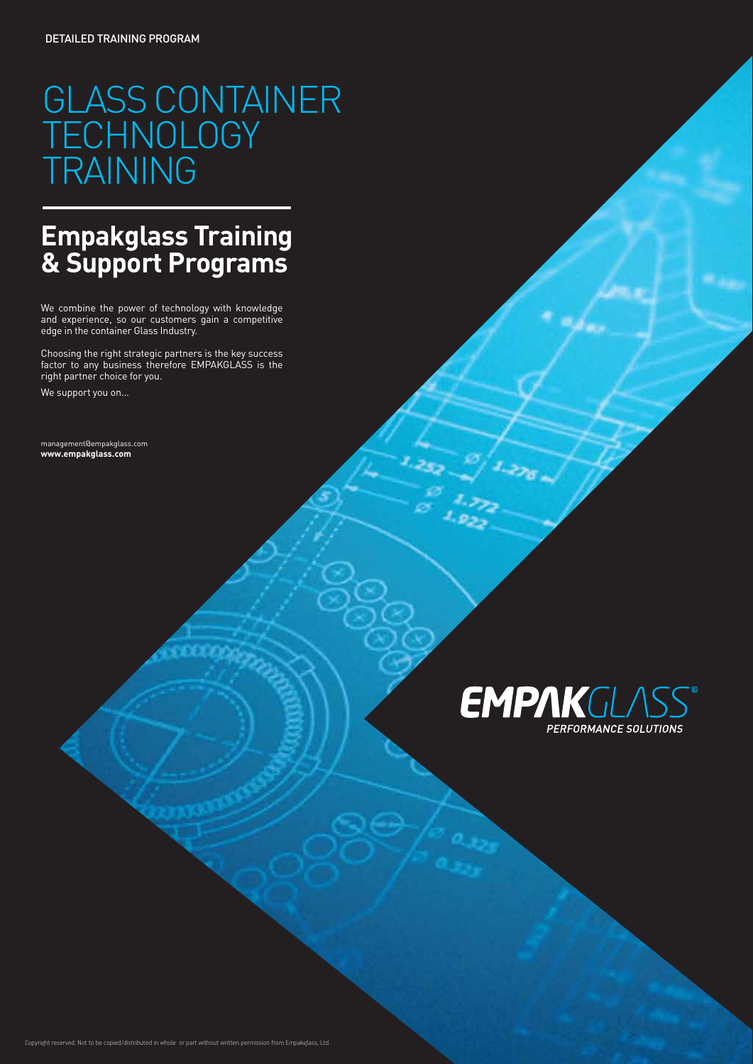DETAILED TRAINING PROGRAM

# GLASS CONTAINER TECHNOLOGY TRAINING

## Empakglass Training & Support Programs

We combine the power of technology with knowledge and experience, so our customers gain a competitive edge in the container Glass Industry.

Choosing the right strategic partners is the key success factor to any business therefore EMPAKGLASS is the right partner choice for you.

We support you on...

management@empakglass.com
**www.empakglass.com**

EMPAKGLASS®
*PERFORMANCE SOLUTIONS*

Copyright reserved. Not to be copied/distributed in whole or part without written permission from Empakglass, Ltd.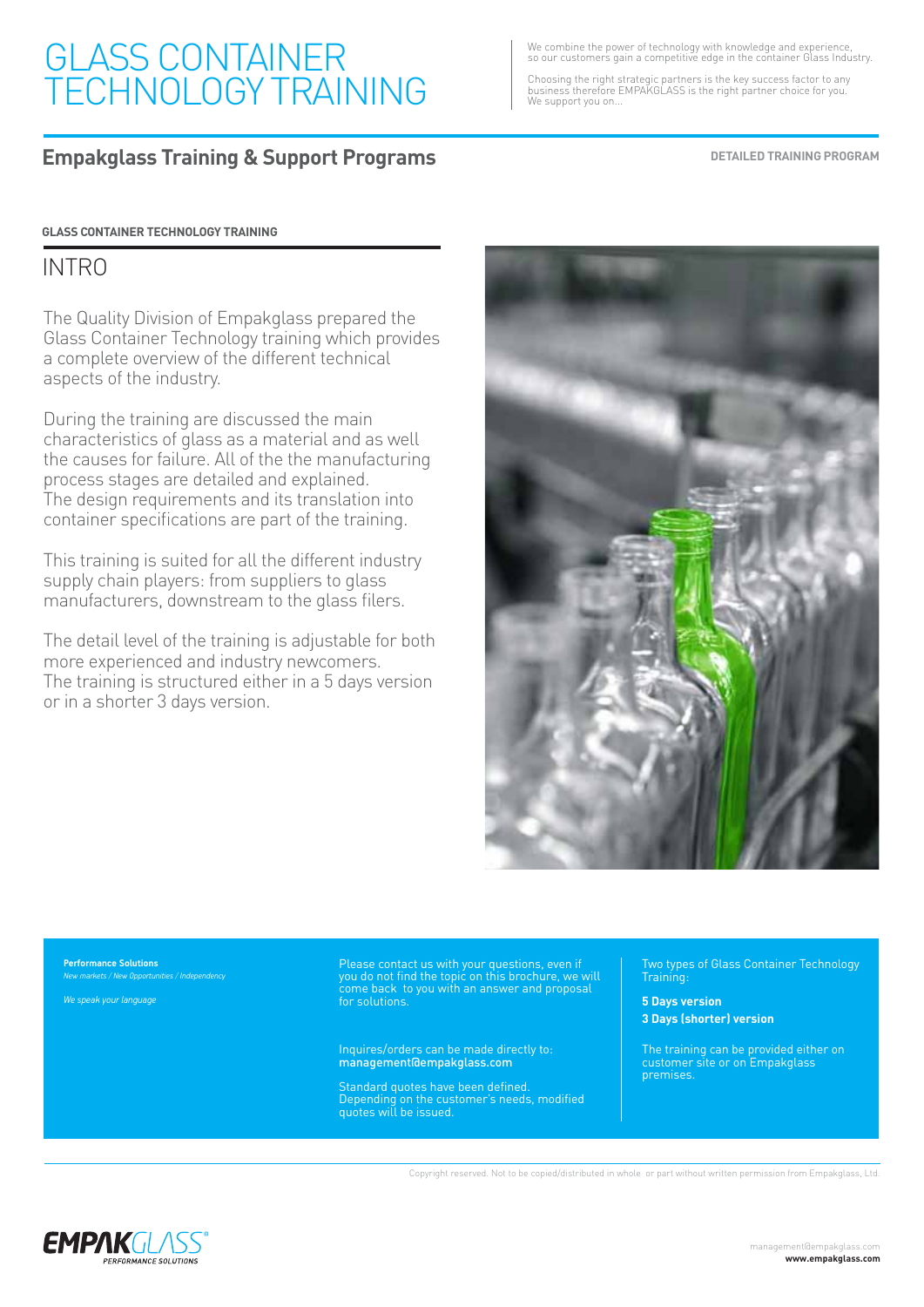# GLASS CONTAINER TECHNOLOGY TRAINING

We combine the power of technology with knowledge and experience, so our customers gain a competitive edge in the container Glass Industry.

Choosing the right strategic partners is the key success factor to any business therefore EMPAKGLASS is the right partner choice for you. We support you on...

## Empakglass Training & Support Programs

**DETAILED TRAINING PROGRAM**

**GLASS CONTAINER TECHNOLOGY TRAINING**

### INTRO

The Quality Division of Empakglass prepared the Glass Container Technology training which provides a complete overview of the different technical aspects of the industry.

During the training are discussed the main characteristics of glass as a material and as well the causes for failure. All of the the manufacturing process stages are detailed and explained. The design requirements and its translation into container specifications are part of the training.

This training is suited for all the different industry supply chain players: from suppliers to glass manufacturers, downstream to the glass filers.

The detail level of the training is adjustable for both more experienced and industry newcomers. The training is structured either in a 5 days version or in a shorter 3 days version.

**Performance Solutions**
*New markets / New Opportunities / Independency*

*We speak your language*

Please contact us with your questions, even if you do not find the topic on this brochure, we will come back to you with an answer and proposal for solutions.

Inquires/orders can be made directly to: management@empakglass.com

Standard quotes have been defined. Depending on the customer's needs, modified quotes will be issued.

Two types of Glass Container Technology Training:

**5 Days version**
**3 Days (shorter) version**

The training can be provided either on customer site or on Empakglass premises.

Copyright reserved. Not to be copied/distributed in whole or part without written permission from Empakglass, Ltd.

EMPAKGLASS PERFORMANCE SOLUTIONS

management@empakglass.com
**www.empakglass.com**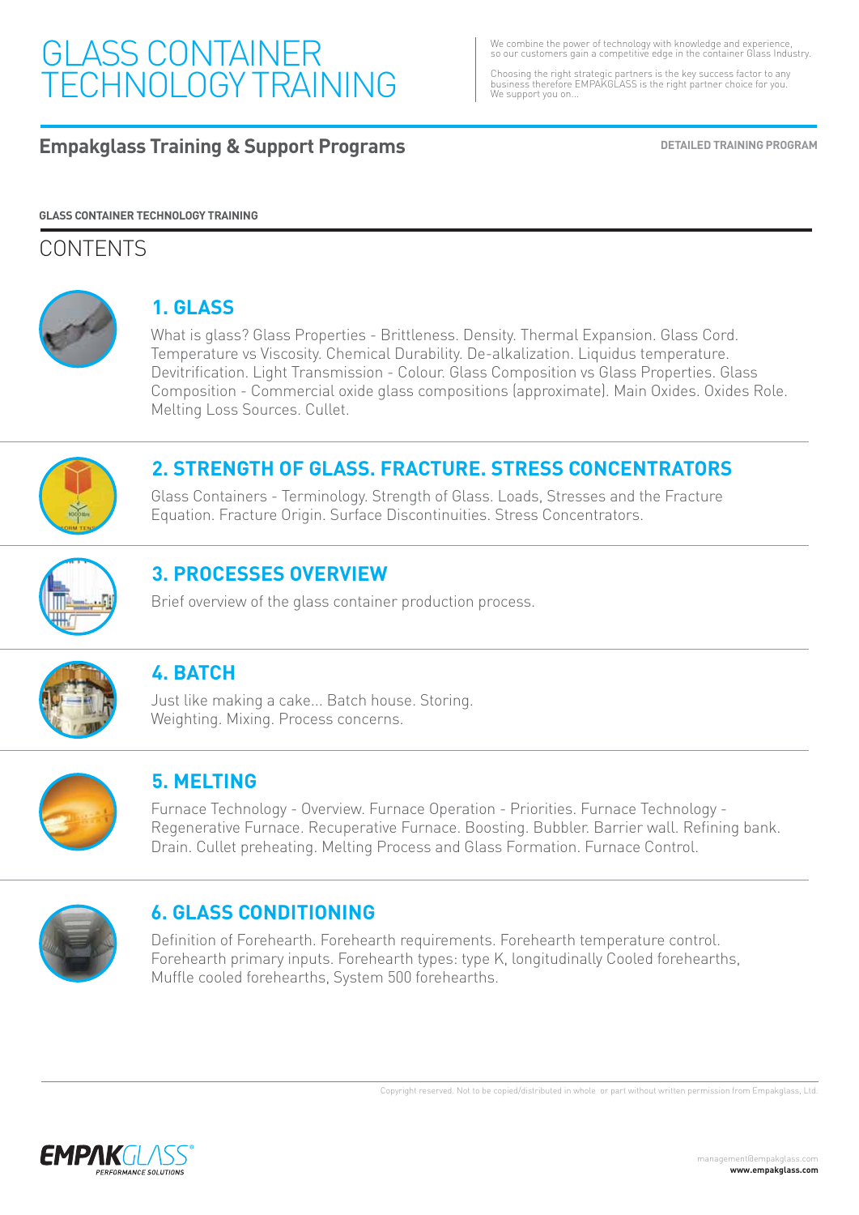# GLASS CONTAINER TECHNOLOGY TRAINING

We combine the power of technology with knowledge and experience, so our customers gain a competitive edge in the container Glass Industry.

Choosing the right strategic partners is the key success factor to any business therefore EMPAKGLASS is the right partner choice for you. We support you on...

## Empakglass Training & Support Programs

**DETAILED TRAINING PROGRAM**

**GLASS CONTAINER TECHNOLOGY TRAINING**

## CONTENTS

### 1. GLASS

What is glass? Glass Properties - Brittleness. Density. Thermal Expansion. Glass Cord. Temperature vs Viscosity. Chemical Durability. De-alkalization. Liquidus temperature. Devitrification. Light Transmission - Colour. Glass Composition vs Glass Properties. Glass Composition - Commercial oxide glass compositions (approximate). Main Oxides. Oxides Role. Melting Loss Sources. Cullet.

### 2. STRENGTH OF GLASS. FRACTURE. STRESS CONCENTRATORS

Glass Containers - Terminology. Strength of Glass. Loads, Stresses and the Fracture Equation. Fracture Origin. Surface Discontinuities. Stress Concentrators.

### 3. PROCESSES OVERVIEW

Brief overview of the glass container production process.

### 4. BATCH

Just like making a cake... Batch house. Storing. Weighting. Mixing. Process concerns.

### 5. MELTING

Furnace Technology - Overview. Furnace Operation - Priorities. Furnace Technology - Regenerative Furnace. Recuperative Furnace. Boosting. Bubbler. Barrier wall. Refining bank. Drain. Cullet preheating. Melting Process and Glass Formation. Furnace Control.

### 6. GLASS CONDITIONING

Definition of Forehearth. Forehearth requirements. Forehearth temperature control. Forehearth primary inputs. Forehearth types: type K, longitudinally Cooled forehearths, Muffle cooled forehearths, System 500 forehearths.

Copyright reserved. Not to be copied/distributed in whole or part without written permission from Empakglass, Ltd.

EMPAKGLASS® PERFORMANCE SOLUTIONS

management@empakglass.com
**www.empakglass.com**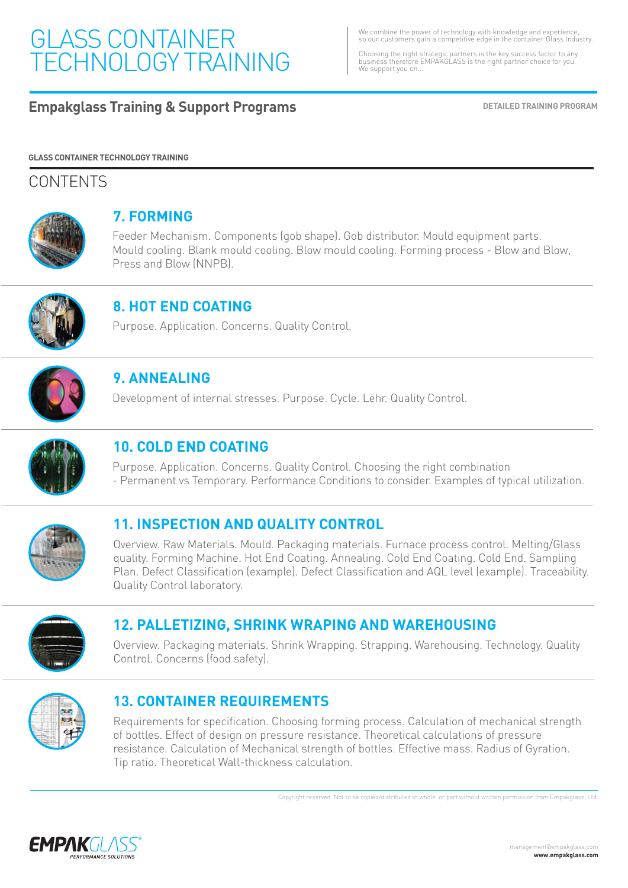# GLASS CONTAINER TECHNOLOGY TRAINING

We combine the power of technology with knowledge and experience, so our customers gain a competitive edge in the container Glass Industry.

Choosing the right strategic partners is the key success factor to any business therefore EMPAKGLASS is the right partner choice for you. We support you on...

## Empakglass Training & Support Programs

**DETAILED TRAINING PROGRAM**

**GLASS CONTAINER TECHNOLOGY TRAINING**

## CONTENTS

### 7. FORMING

Feeder Mechanism. Components (gob shape). Gob distributor. Mould equipment parts. Mould cooling. Blank mould cooling. Blow mould cooling. Forming process - Blow and Blow, Press and Blow (NNPB).

### 8. HOT END COATING

Purpose. Application. Concerns. Quality Control.

### 9. ANNEALING

Development of internal stresses. Purpose. Cycle. Lehr. Quality Control.

### 10. COLD END COATING

Purpose. Application. Concerns. Quality Control. Choosing the right combination - Permanent vs Temporary. Performance Conditions to consider. Examples of typical utilization.

### 11. INSPECTION AND QUALITY CONTROL

Overview. Raw Materials. Mould. Packaging materials. Furnace process control. Melting/Glass quality. Forming Machine. Hot End Coating. Annealing. Cold End Coating. Cold End. Sampling Plan. Defect Classification (example). Defect Classification and AQL level (example). Traceability. Quality Control laboratory.

### 12. PALLETIZING, SHRINK WRAPING AND WAREHOUSING

Overview. Packaging materials. Shrink Wrapping. Strapping. Warehousing. Technology. Quality Control. Concerns (food safety).

### 13. CONTAINER REQUIREMENTS

Requirements for specification. Choosing forming process. Calculation of mechanical strength of bottles. Effect of design on pressure resistance. Theoretical calculations of pressure resistance. Calculation of Mechanical strength of bottles. Effective mass. Radius of Gyration. Tip ratio. Theoretical Wall-thickness calculation.

Copyright reserved. Not to be copied/distributed in whole or part without written permission from Empakglass, Ltd.

EMPAKGLASS® PERFORMANCE SOLUTIONS

management@empakglass.com
**www.empakglass.com**